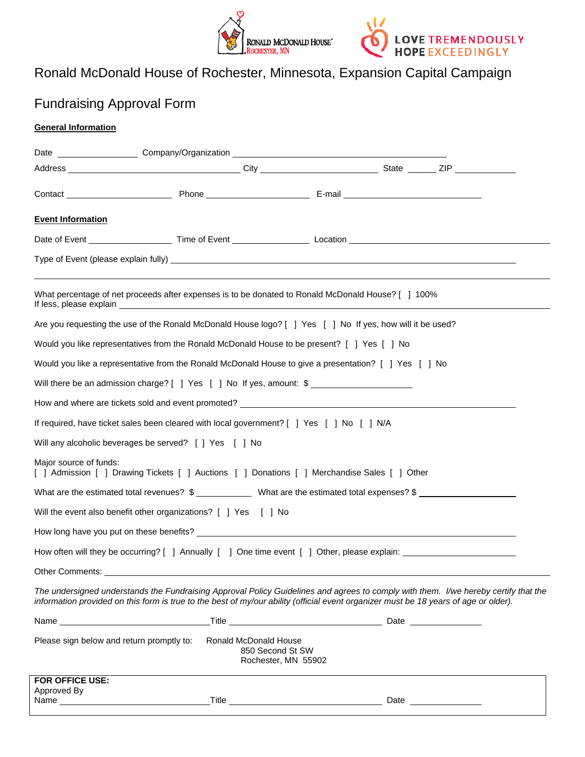RONALD MCDONALD HOUSE® ROCHESTER, MN

LOVE TREMENDOUSLY HOPE EXCEEDINGLY

# Ronald McDonald House of Rochester, Minnesota, Expansion Capital Campaign

# Fundraising Approval Form

**General Information**

Date ________________ Company/Organization ________________________________________

Address ________________________________ City ______________________ State ______ ZIP ___________

Contact ____________________ Phone ___________________ E-mail _________________________

**Event Information**

Date of Event ________________ Time of Event ______________ Location ________________________________________

Type of Event (please explain fully) ______________________________________________________________

______________________________________________________________________________________________

What percentage of net proceeds after expenses is to be donated to Ronald McDonald House? [ ] 100%
If less, please explain ________________________________________________________________________

Are you requesting the use of the Ronald McDonald House logo? [ ] Yes [ ] No If yes, how will it be used?

Would you like representatives from the Ronald McDonald House to be present? [ ] Yes [ ] No

Would you like a representative from the Ronald McDonald House to give a presentation? [ ] Yes [ ] No

Will there be an admission charge? [ ] Yes [ ] No If yes, amount: $ ___________________

How and where are tickets sold and event promoted? __________________________________________________

If required, have ticket sales been cleared with local government? [ ] Yes [ ] No [ ] N/A

Will any alcoholic beverages be served? [ ] Yes [ ] No

Major source of funds:
[ ] Admission [ ] Drawing Tickets [ ] Auctions [ ] Donations [ ] Merchandise Sales [ ] Other

What are the estimated total revenues? $ ___________ What are the estimated total expenses? $ ___________________

Will the event also benefit other organizations? [ ] Yes [ ] No

How long have you put on these benefits? ______________________________________________________________

How often will they be occurring? [ ] Annually [ ] One time event [ ] Other, please explain: ______________________

Other Comments: _____________________________________________________________________________________

*The undersigned understands the Fundraising Approval Policy Guidelines and agrees to comply with them. I/we hereby certify that the information provided on this form is true to the best of my/our ability (official event organizer must be 18 years of age or older).*

Name ____________________________ Title ____________________________ Date ______________

Please sign below and return promptly to: Ronald McDonald House
850 Second St SW
Rochester, MN 55902

**FOR OFFICE USE:**
Approved By
Name ____________________________ Title ____________________________ Date ______________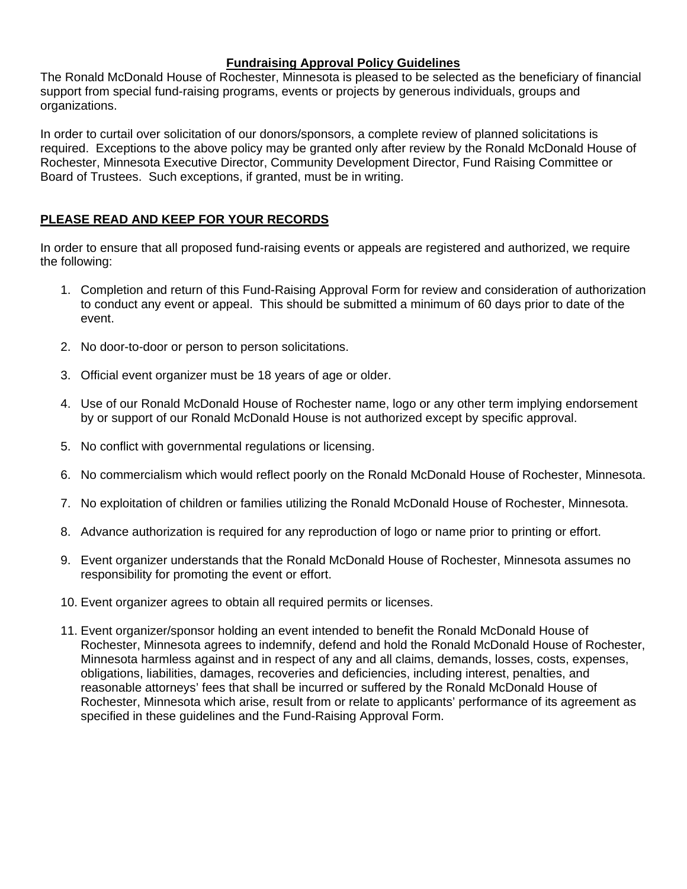## Fundraising Approval Policy Guidelines

The Ronald McDonald House of Rochester, Minnesota is pleased to be selected as the beneficiary of financial support from special fund-raising programs, events or projects by generous individuals, groups and organizations.

In order to curtail over solicitation of our donors/sponsors, a complete review of planned solicitations is required. Exceptions to the above policy may be granted only after review by the Ronald McDonald House of Rochester, Minnesota Executive Director, Community Development Director, Fund Raising Committee or Board of Trustees. Such exceptions, if granted, must be in writing.

### PLEASE READ AND KEEP FOR YOUR RECORDS

In order to ensure that all proposed fund-raising events or appeals are registered and authorized, we require the following:

1. Completion and return of this Fund-Raising Approval Form for review and consideration of authorization to conduct any event or appeal. This should be submitted a minimum of 60 days prior to date of the event.

2. No door-to-door or person to person solicitations.

3. Official event organizer must be 18 years of age or older.

4. Use of our Ronald McDonald House of Rochester name, logo or any other term implying endorsement by or support of our Ronald McDonald House is not authorized except by specific approval.

5. No conflict with governmental regulations or licensing.

6. No commercialism which would reflect poorly on the Ronald McDonald House of Rochester, Minnesota.

7. No exploitation of children or families utilizing the Ronald McDonald House of Rochester, Minnesota.

8. Advance authorization is required for any reproduction of logo or name prior to printing or effort.

9. Event organizer understands that the Ronald McDonald House of Rochester, Minnesota assumes no responsibility for promoting the event or effort.

10. Event organizer agrees to obtain all required permits or licenses.

11. Event organizer/sponsor holding an event intended to benefit the Ronald McDonald House of Rochester, Minnesota agrees to indemnify, defend and hold the Ronald McDonald House of Rochester, Minnesota harmless against and in respect of any and all claims, demands, losses, costs, expenses, obligations, liabilities, damages, recoveries and deficiencies, including interest, penalties, and reasonable attorneys' fees that shall be incurred or suffered by the Ronald McDonald House of Rochester, Minnesota which arise, result from or relate to applicants' performance of its agreement as specified in these guidelines and the Fund-Raising Approval Form.